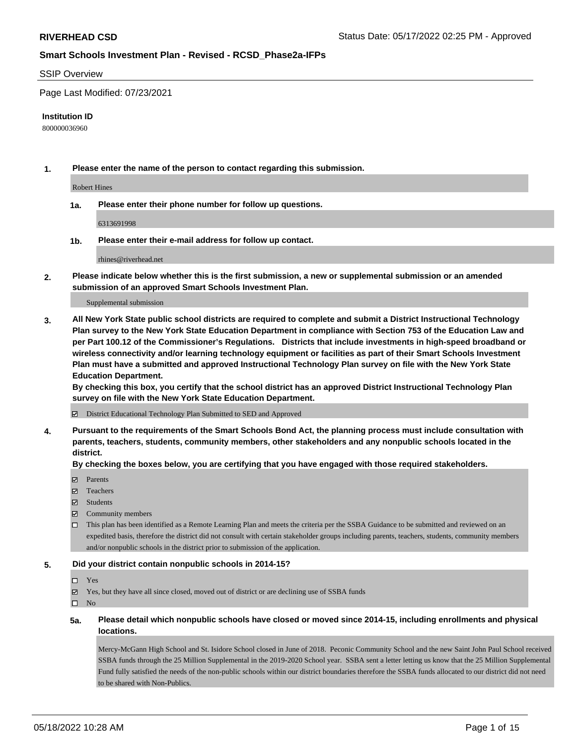**RIVERHEAD CSD**

Status Date: 05/17/2022 02:25 PM - Approved

**Smart Schools Investment Plan - Revised - RCSD_Phase2a-IFPs**

SSIP Overview

Page Last Modified: 07/23/2021

**Institution ID**

800000036960

**1. Please enter the name of the person to contact regarding this submission.**

Robert Hines

**1a. Please enter their phone number for follow up questions.**

6313691998

**1b. Please enter their e-mail address for follow up contact.**

rhines@riverhead.net

**2. Please indicate below whether this is the first submission, a new or supplemental submission or an amended submission of an approved Smart Schools Investment Plan.**

Supplemental submission

**3. All New York State public school districts are required to complete and submit a District Instructional Technology Plan survey to the New York State Education Department in compliance with Section 753 of the Education Law and per Part 100.12 of the Commissioner's Regulations. Districts that include investments in high-speed broadband or wireless connectivity and/or learning technology equipment or facilities as part of their Smart Schools Investment Plan must have a submitted and approved Instructional Technology Plan survey on file with the New York State Education Department.**
**By checking this box, you certify that the school district has an approved District Instructional Technology Plan survey on file with the New York State Education Department.**

- [x] District Educational Technology Plan Submitted to SED and Approved

**4. Pursuant to the requirements of the Smart Schools Bond Act, the planning process must include consultation with parents, teachers, students, community members, other stakeholders and any nonpublic schools located in the district.**
**By checking the boxes below, you are certifying that you have engaged with those required stakeholders.**

- [x] Parents
- [x] Teachers
- [x] Students
- [x] Community members
- [ ] This plan has been identified as a Remote Learning Plan and meets the criteria per the SSBA Guidance to be submitted and reviewed on an expedited basis, therefore the district did not consult with certain stakeholder groups including parents, teachers, students, community members and/or nonpublic schools in the district prior to submission of the application.

**5. Did your district contain nonpublic schools in 2014-15?**

- [ ] Yes
- [x] Yes, but they have all since closed, moved out of district or are declining use of SSBA funds
- [ ] No

**5a. Please detail which nonpublic schools have closed or moved since 2014-15, including enrollments and physical locations.**

Mercy-McGann High School and St. Isidore School closed in June of 2018. Peconic Community School and the new Saint John Paul School received SSBA funds through the 25 Million Supplemental in the 2019-2020 School year. SSBA sent a letter letting us know that the 25 Million Supplemental Fund fully satisfied the needs of the non-public schools within our district boundaries therefore the SSBA funds allocated to our district did not need to be shared with Non-Publics.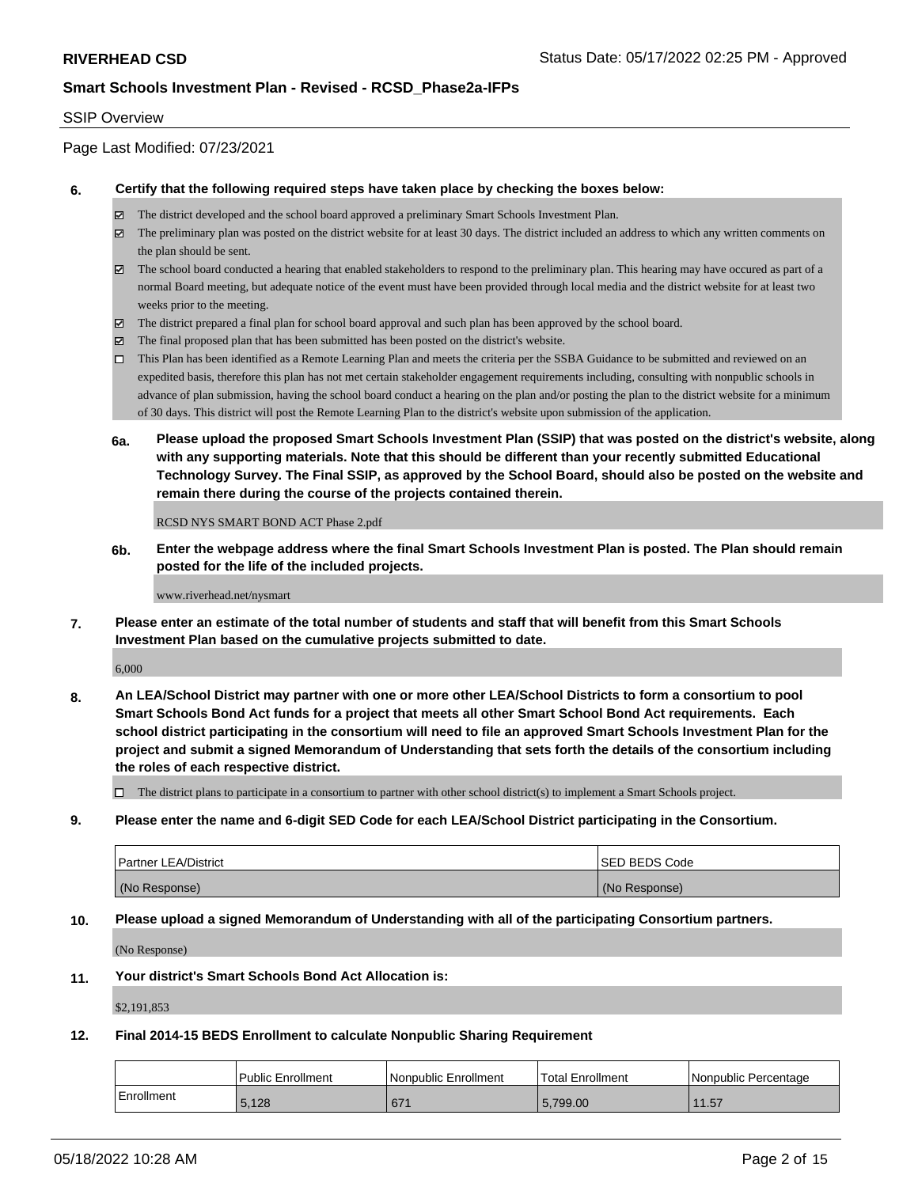RIVERHEAD CSD

Status Date: 05/17/2022 02:25 PM - Approved

**Smart Schools Investment Plan - Revised - RCSD_Phase2a-IFPs**

SSIP Overview

Page Last Modified: 07/23/2021

**6. Certify that the following required steps have taken place by checking the boxes below:**

- ☑ The district developed and the school board approved a preliminary Smart Schools Investment Plan.
- ☑ The preliminary plan was posted on the district website for at least 30 days. The district included an address to which any written comments on the plan should be sent.
- ☑ The school board conducted a hearing that enabled stakeholders to respond to the preliminary plan. This hearing may have occured as part of a normal Board meeting, but adequate notice of the event must have been provided through local media and the district website for at least two weeks prior to the meeting.
- ☑ The district prepared a final plan for school board approval and such plan has been approved by the school board.
- ☑ The final proposed plan that has been submitted has been posted on the district's website.
- ☐ This Plan has been identified as a Remote Learning Plan and meets the criteria per the SSBA Guidance to be submitted and reviewed on an expedited basis, therefore this plan has not met certain stakeholder engagement requirements including, consulting with nonpublic schools in advance of plan submission, having the school board conduct a hearing on the plan and/or posting the plan to the district website for a minimum of 30 days. This district will post the Remote Learning Plan to the district's website upon submission of the application.

**6a. Please upload the proposed Smart Schools Investment Plan (SSIP) that was posted on the district's website, along with any supporting materials. Note that this should be different than your recently submitted Educational Technology Survey. The Final SSIP, as approved by the School Board, should also be posted on the website and remain there during the course of the projects contained therein.**

RCSD NYS SMART BOND ACT Phase 2.pdf

**6b. Enter the webpage address where the final Smart Schools Investment Plan is posted. The Plan should remain posted for the life of the included projects.**

www.riverhead.net/nysmart

**7. Please enter an estimate of the total number of students and staff that will benefit from this Smart Schools Investment Plan based on the cumulative projects submitted to date.**

6,000

**8. An LEA/School District may partner with one or more other LEA/School Districts to form a consortium to pool Smart Schools Bond Act funds for a project that meets all other Smart School Bond Act requirements. Each school district participating in the consortium will need to file an approved Smart Schools Investment Plan for the project and submit a signed Memorandum of Understanding that sets forth the details of the consortium including the roles of each respective district.**

- ☐ The district plans to participate in a consortium to partner with other school district(s) to implement a Smart Schools project.

**9. Please enter the name and 6-digit SED Code for each LEA/School District participating in the Consortium.**

| Partner LEA/District | SED BEDS Code |
| --- | --- |
| (No Response) | (No Response) |

**10. Please upload a signed Memorandum of Understanding with all of the participating Consortium partners.**

(No Response)

**11. Your district's Smart Schools Bond Act Allocation is:**

$2,191,853

**12. Final 2014-15 BEDS Enrollment to calculate Nonpublic Sharing Requirement**

| | Public Enrollment | Nonpublic Enrollment | Total Enrollment | Nonpublic Percentage |
| --- | --- | --- | --- | --- |
| Enrollment | 5,128 | 671 | 5,799.00 | 11.57 |

05/18/2022 10:28 AM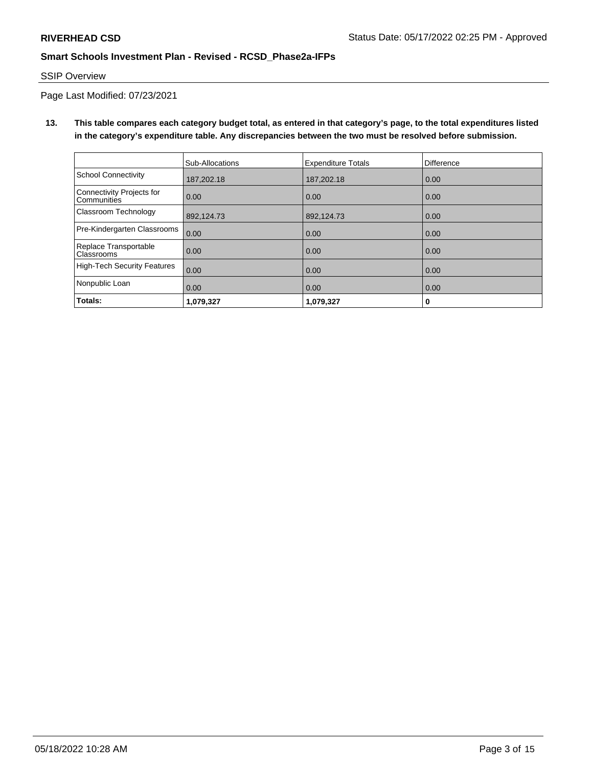**RIVERHEAD CSD** Status Date: 05/17/2022 02:25 PM - Approved

**Smart Schools Investment Plan - Revised - RCSD_Phase2a-IFPs**

SSIP Overview

Page Last Modified: 07/23/2021

**13. This table compares each category budget total, as entered in that category's page, to the total expenditures listed in the category's expenditure table. Any discrepancies between the two must be resolved before submission.**

| | Sub-Allocations | Expenditure Totals | Difference |
|---|---|---|---|
| School Connectivity | 187,202.18 | 187,202.18 | 0.00 |
| Connectivity Projects for Communities | 0.00 | 0.00 | 0.00 |
| Classroom Technology | 892,124.73 | 892,124.73 | 0.00 |
| Pre-Kindergarten Classrooms | 0.00 | 0.00 | 0.00 |
| Replace Transportable Classrooms | 0.00 | 0.00 | 0.00 |
| High-Tech Security Features | 0.00 | 0.00 | 0.00 |
| Nonpublic Loan | 0.00 | 0.00 | 0.00 |
| **Totals:** | **1,079,327** | **1,079,327** | **0** |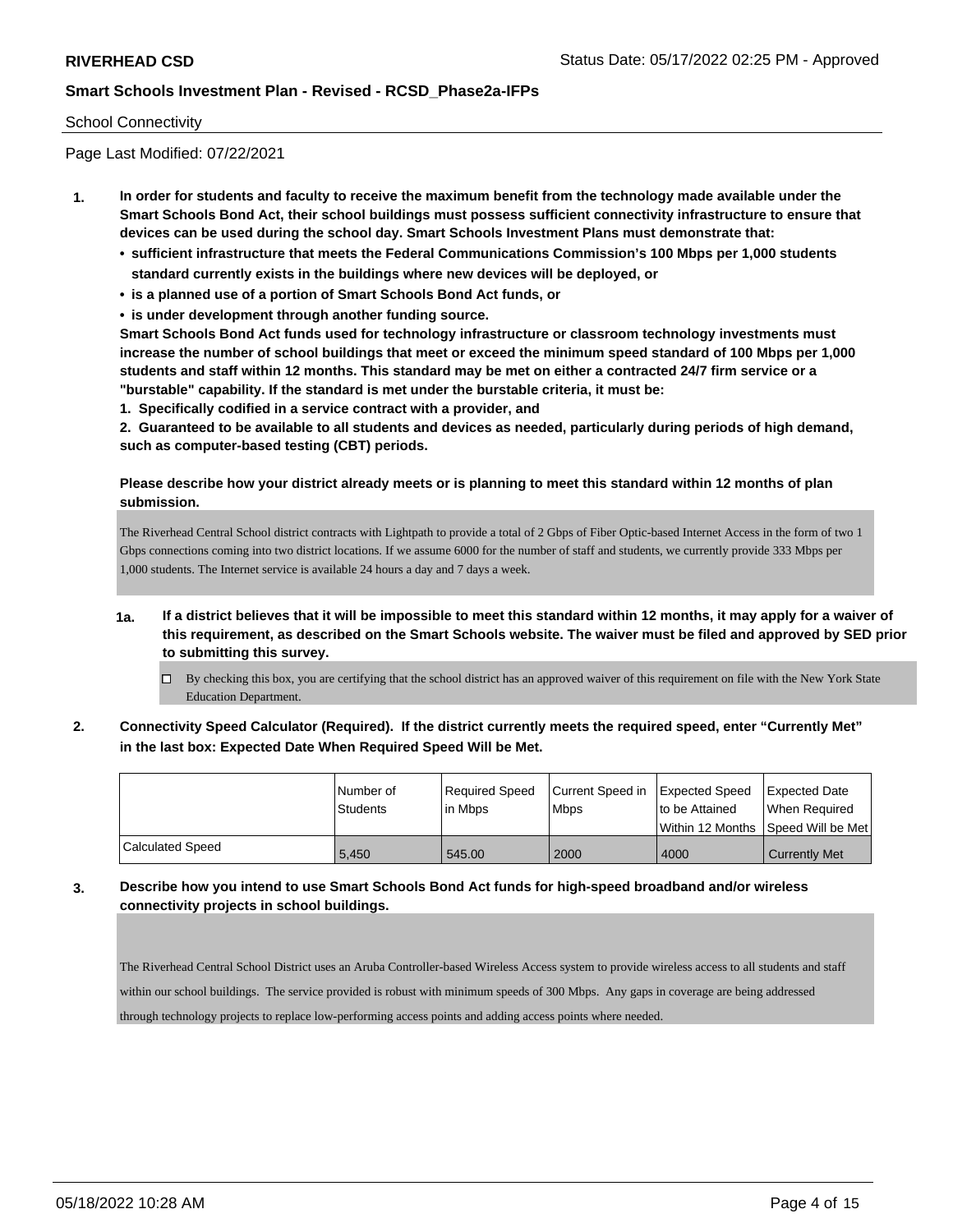School Connectivity

Page Last Modified: 07/22/2021

**1. In order for students and faculty to receive the maximum benefit from the technology made available under the Smart Schools Bond Act, their school buildings must possess sufficient connectivity infrastructure to ensure that devices can be used during the school day. Smart Schools Investment Plans must demonstrate that:**

- **sufficient infrastructure that meets the Federal Communications Commission's 100 Mbps per 1,000 students standard currently exists in the buildings where new devices will be deployed, or**
- **is a planned use of a portion of Smart Schools Bond Act funds, or**
- **is under development through another funding source.**

**Smart Schools Bond Act funds used for technology infrastructure or classroom technology investments must increase the number of school buildings that meet or exceed the minimum speed standard of 100 Mbps per 1,000 students and staff within 12 months. This standard may be met on either a contracted 24/7 firm service or a "burstable" capability. If the standard is met under the burstable criteria, it must be:**

**1. Specifically codified in a service contract with a provider, and**

**2. Guaranteed to be available to all students and devices as needed, particularly during periods of high demand, such as computer-based testing (CBT) periods.**

**Please describe how your district already meets or is planning to meet this standard within 12 months of plan submission.**

The Riverhead Central School district contracts with Lightpath to provide a total of 2 Gbps of Fiber Optic-based Internet Access in the form of two 1 Gbps connections coming into two district locations. If we assume 6000 for the number of staff and students, we currently provide 333 Mbps per 1,000 students. The Internet service is available 24 hours a day and 7 days a week.

**1a. If a district believes that it will be impossible to meet this standard within 12 months, it may apply for a waiver of this requirement, as described on the Smart Schools website. The waiver must be filed and approved by SED prior to submitting this survey.**

☐ By checking this box, you are certifying that the school district has an approved waiver of this requirement on file with the New York State Education Department.

**2. Connectivity Speed Calculator (Required). If the district currently meets the required speed, enter "Currently Met" in the last box: Expected Date When Required Speed Will be Met.**

| | Number of Students | Required Speed in Mbps | Current Speed in Mbps | Expected Speed to be Attained Within 12 Months | Expected Date When Required Speed Will be Met |
|---|---|---|---|---|---|
| Calculated Speed | 5,450 | 545.00 | 2000 | 4000 | Currently Met |

**3. Describe how you intend to use Smart Schools Bond Act funds for high-speed broadband and/or wireless connectivity projects in school buildings.**

The Riverhead Central School District uses an Aruba Controller-based Wireless Access system to provide wireless access to all students and staff within our school buildings. The service provided is robust with minimum speeds of 300 Mbps. Any gaps in coverage are being addressed through technology projects to replace low-performing access points and adding access points where needed.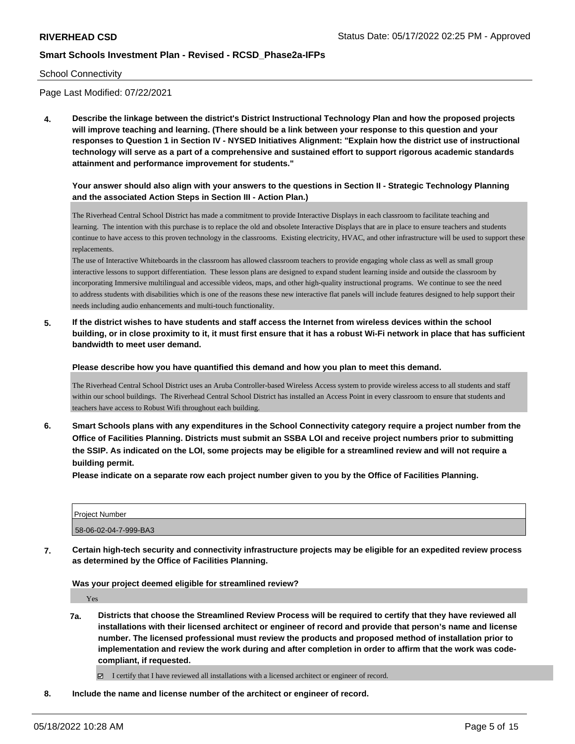School Connectivity

Page Last Modified: 07/22/2021

**4. Describe the linkage between the district's District Instructional Technology Plan and how the proposed projects will improve teaching and learning. (There should be a link between your response to this question and your responses to Question 1 in Section IV - NYSED Initiatives Alignment: "Explain how the district use of instructional technology will serve as a part of a comprehensive and sustained effort to support rigorous academic standards attainment and performance improvement for students."**

**Your answer should also align with your answers to the questions in Section II - Strategic Technology Planning and the associated Action Steps in Section III - Action Plan.)**

The Riverhead Central School District has made a commitment to provide Interactive Displays in each classroom to facilitate teaching and learning. The intention with this purchase is to replace the old and obsolete Interactive Displays that are in place to ensure teachers and students continue to have access to this proven technology in the classrooms. Existing electricity, HVAC, and other infrastructure will be used to support these replacements.

The use of Interactive Whiteboards in the classroom has allowed classroom teachers to provide engaging whole class as well as small group interactive lessons to support differentiation. These lesson plans are designed to expand student learning inside and outside the classroom by incorporating Immersive multilingual and accessible videos, maps, and other high-quality instructional programs. We continue to see the need to address students with disabilities which is one of the reasons these new interactive flat panels will include features designed to help support their needs including audio enhancements and multi-touch functionality.

**5. If the district wishes to have students and staff access the Internet from wireless devices within the school building, or in close proximity to it, it must first ensure that it has a robust Wi-Fi network in place that has sufficient bandwidth to meet user demand.**

**Please describe how you have quantified this demand and how you plan to meet this demand.**

The Riverhead Central School District uses an Aruba Controller-based Wireless Access system to provide wireless access to all students and staff within our school buildings. The Riverhead Central School District has installed an Access Point in every classroom to ensure that students and teachers have access to Robust Wifi throughout each building.

**6. Smart Schools plans with any expenditures in the School Connectivity category require a project number from the Office of Facilities Planning. Districts must submit an SSBA LOI and receive project numbers prior to submitting the SSIP. As indicated on the LOI, some projects may be eligible for a streamlined review and will not require a building permit.**

**Please indicate on a separate row each project number given to you by the Office of Facilities Planning.**

| Project Number |
|---|
| 58-06-02-04-7-999-BA3 |

**7. Certain high-tech security and connectivity infrastructure projects may be eligible for an expedited review process as determined by the Office of Facilities Planning.**

**Was your project deemed eligible for streamlined review?**

Yes

**7a. Districts that choose the Streamlined Review Process will be required to certify that they have reviewed all installations with their licensed architect or engineer of record and provide that person's name and license number. The licensed professional must review the products and proposed method of installation prior to implementation and review the work during and after completion in order to affirm that the work was code-compliant, if requested.**

☑ I certify that I have reviewed all installations with a licensed architect or engineer of record.

**8. Include the name and license number of the architect or engineer of record.**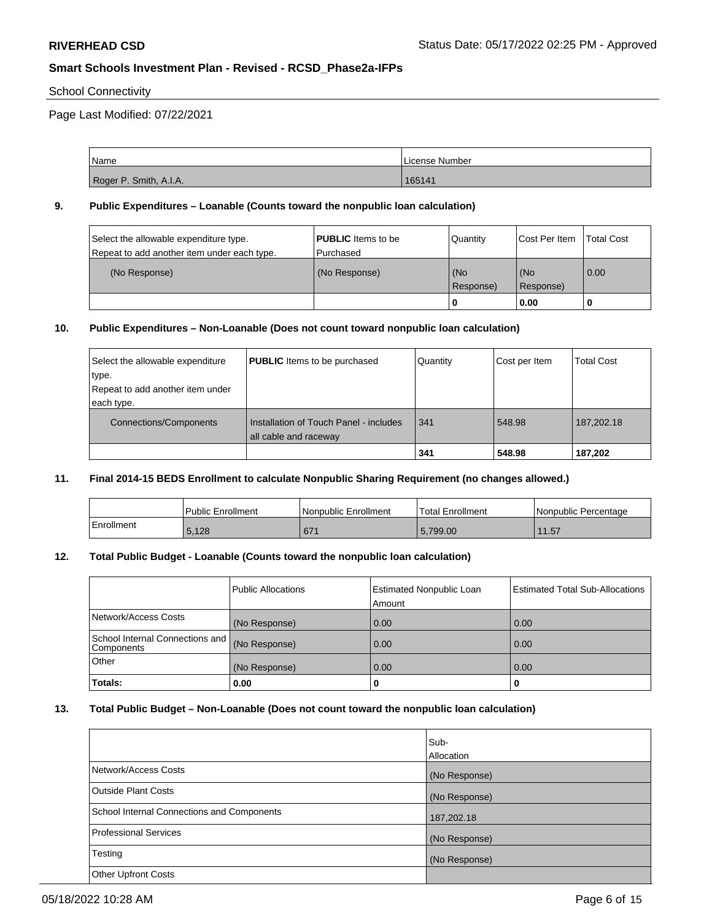**RIVERHEAD CSD**

Status Date: 05/17/2022 02:25 PM - Approved

**Smart Schools Investment Plan - Revised - RCSD_Phase2a-IFPs**

School Connectivity

Page Last Modified: 07/22/2021

| Name | License Number |
| --- | --- |
| Roger P. Smith, A.I.A. | 165141 |

### 9. Public Expenditures – Loanable (Counts toward the nonpublic loan calculation)

| Select the allowable expenditure type. Repeat to add another item under each type. | **PUBLIC** Items to be Purchased | Quantity | Cost Per Item | Total Cost |
| --- | --- | --- | --- | --- |
| (No Response) | (No Response) | (No Response) | (No Response) | 0.00 |
| | | **0** | **0.00** | **0** |

### 10. Public Expenditures – Non-Loanable (Does not count toward nonpublic loan calculation)

| Select the allowable expenditure type. Repeat to add another item under each type. | **PUBLIC** Items to be purchased | Quantity | Cost per Item | Total Cost |
| --- | --- | --- | --- | --- |
| Connections/Components | Installation of Touch Panel - includes all cable and raceway | 341 | 548.98 | 187,202.18 |
| | | **341** | **548.98** | **187,202** |

### 11. Final 2014-15 BEDS Enrollment to calculate Nonpublic Sharing Requirement (no changes allowed.)

| | Public Enrollment | Nonpublic Enrollment | Total Enrollment | Nonpublic Percentage |
| --- | --- | --- | --- | --- |
| Enrollment | 5,128 | 671 | 5,799.00 | 11.57 |

### 12. Total Public Budget - Loanable (Counts toward the nonpublic loan calculation)

| | Public Allocations | Estimated Nonpublic Loan Amount | Estimated Total Sub-Allocations |
| --- | --- | --- | --- |
| Network/Access Costs | (No Response) | 0.00 | 0.00 |
| School Internal Connections and Components | (No Response) | 0.00 | 0.00 |
| Other | (No Response) | 0.00 | 0.00 |
| **Totals:** | **0.00** | **0** | **0** |

### 13. Total Public Budget – Non-Loanable (Does not count toward the nonpublic loan calculation)

| | Sub-Allocation |
| --- | --- |
| Network/Access Costs | (No Response) |
| Outside Plant Costs | (No Response) |
| School Internal Connections and Components | 187,202.18 |
| Professional Services | (No Response) |
| Testing | (No Response) |
| Other Upfront Costs | |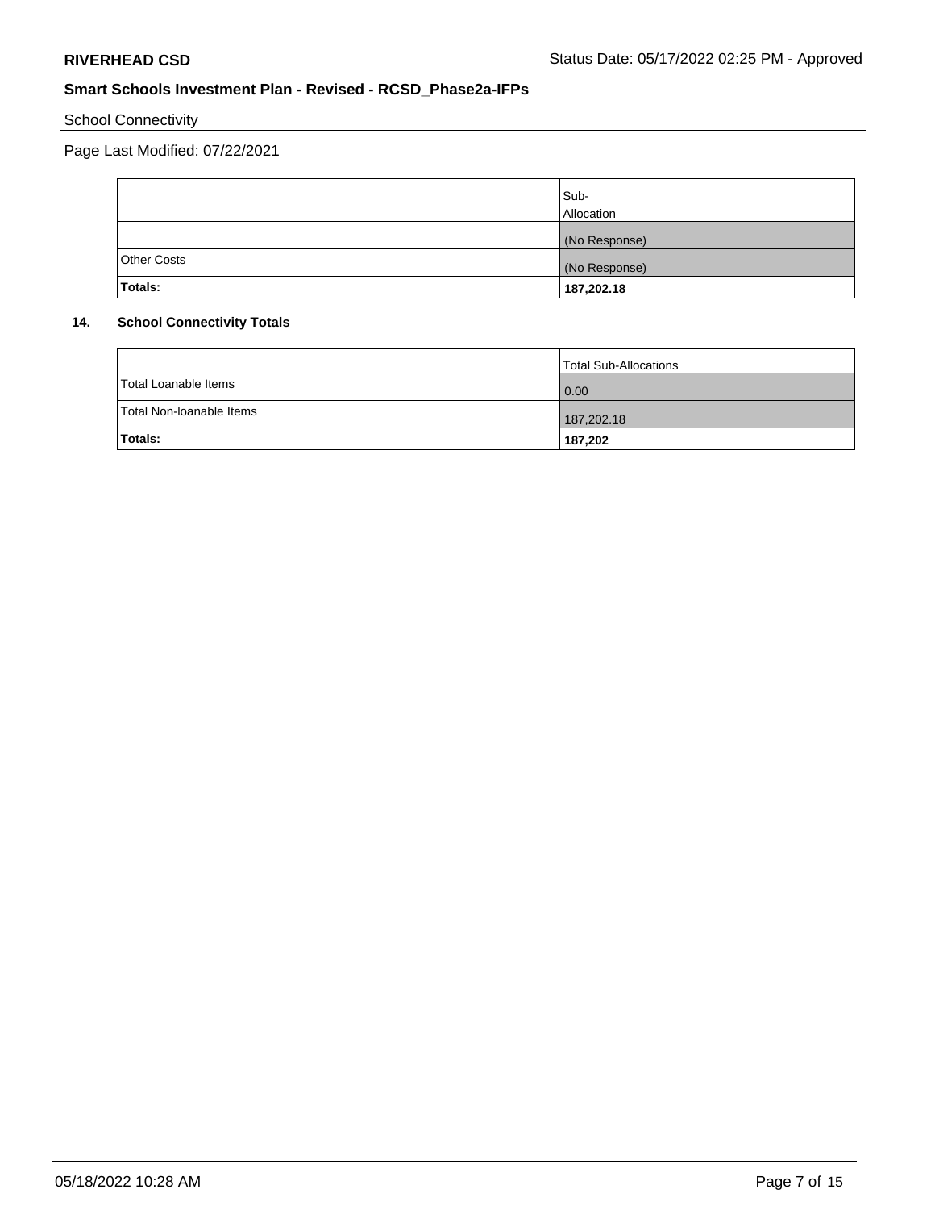School Connectivity

Page Last Modified: 07/22/2021

| | Sub-Allocation |
|---|---|
| | (No Response) |
| Other Costs | (No Response) |
| **Totals:** | **187,202.18** |

### 14. School Connectivity Totals

| | Total Sub-Allocations |
|---|---|
| Total Loanable Items | 0.00 |
| Total Non-loanable Items | 187,202.18 |
| **Totals:** | **187,202** |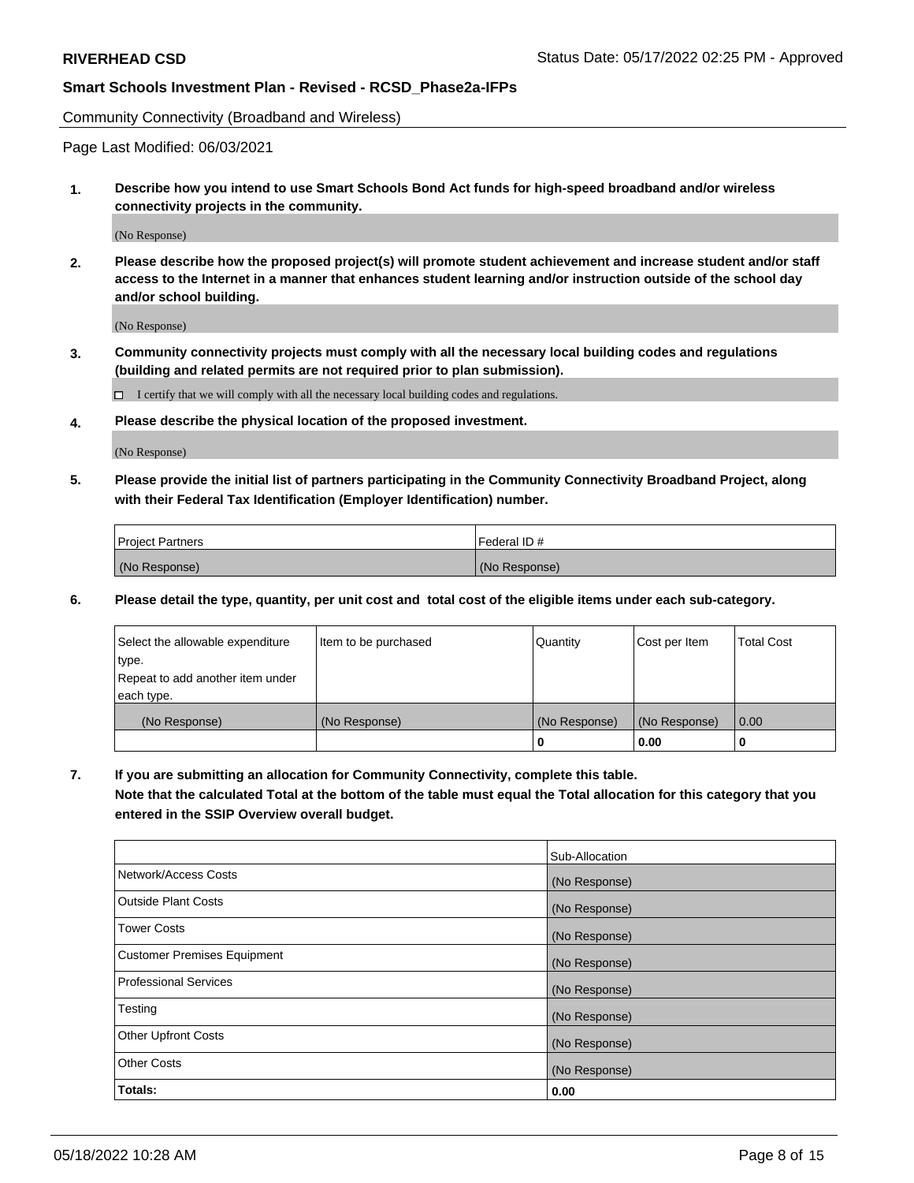Community Connectivity (Broadband and Wireless)

Page Last Modified: 06/03/2021

**1. Describe how you intend to use Smart Schools Bond Act funds for high-speed broadband and/or wireless connectivity projects in the community.**

(No Response)

**2. Please describe how the proposed project(s) will promote student achievement and increase student and/or staff access to the Internet in a manner that enhances student learning and/or instruction outside of the school day and/or school building.**

(No Response)

**3. Community connectivity projects must comply with all the necessary local building codes and regulations (building and related permits are not required prior to plan submission).**

☐ I certify that we will comply with all the necessary local building codes and regulations.

**4. Please describe the physical location of the proposed investment.**

(No Response)

**5. Please provide the initial list of partners participating in the Community Connectivity Broadband Project, along with their Federal Tax Identification (Employer Identification) number.**

| Project Partners | Federal ID # |
|---|---|
| (No Response) | (No Response) |

**6. Please detail the type, quantity, per unit cost and total cost of the eligible items under each sub-category.**

| Select the allowable expenditure type. Repeat to add another item under each type. | Item to be purchased | Quantity | Cost per Item | Total Cost |
|---|---|---|---|---|
| (No Response) | (No Response) | (No Response) | (No Response) | 0.00 |
| | | 0 | 0.00 | 0 |

**7. If you are submitting an allocation for Community Connectivity, complete this table. Note that the calculated Total at the bottom of the table must equal the Total allocation for this category that you entered in the SSIP Overview overall budget.**

| | Sub-Allocation |
|---|---|
| Network/Access Costs | (No Response) |
| Outside Plant Costs | (No Response) |
| Tower Costs | (No Response) |
| Customer Premises Equipment | (No Response) |
| Professional Services | (No Response) |
| Testing | (No Response) |
| Other Upfront Costs | (No Response) |
| Other Costs | (No Response) |
| **Totals:** | **0.00** |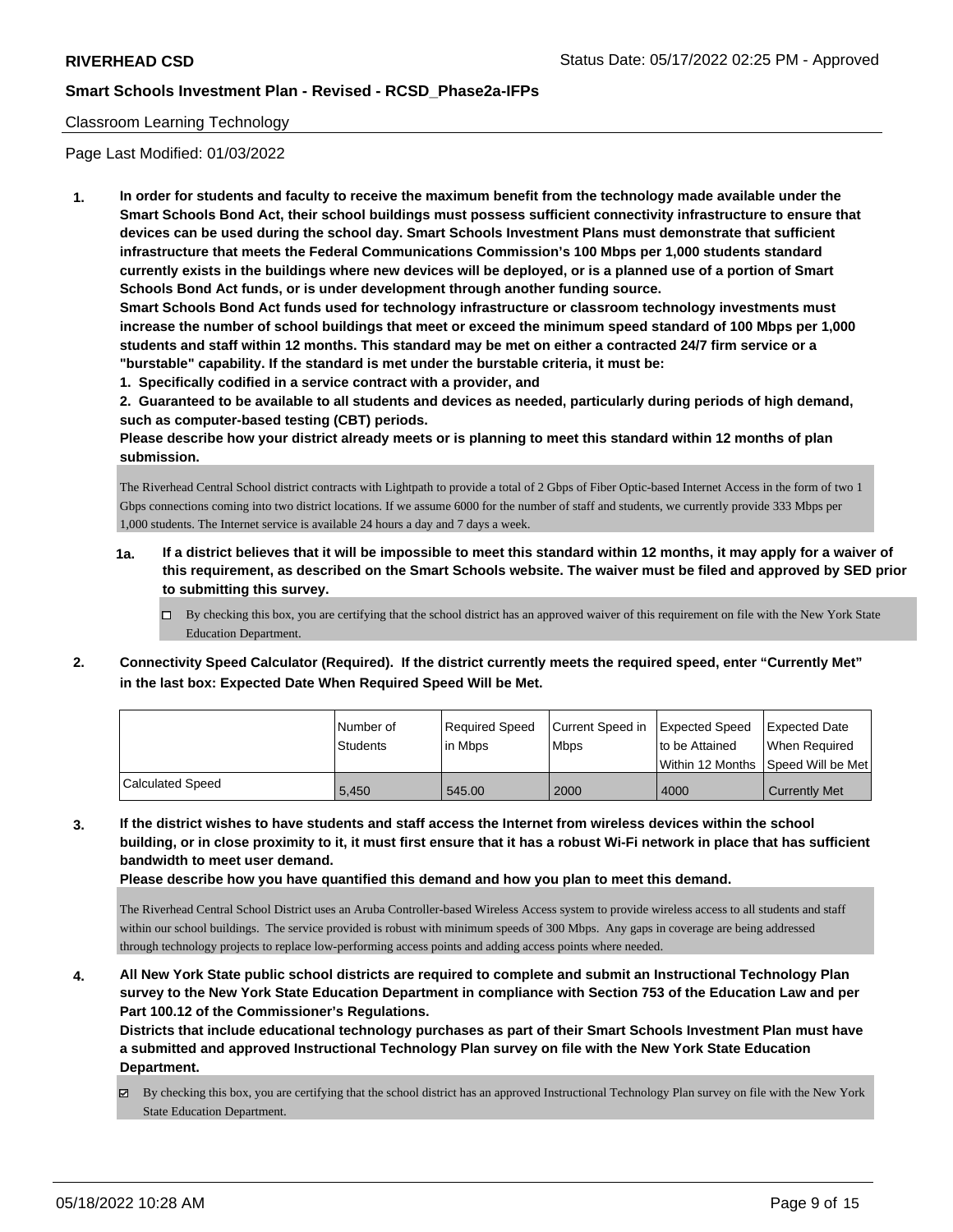RIVERHEAD CSD Status Date: 05/17/2022 02:25 PM - Approved

**Smart Schools Investment Plan - Revised - RCSD_Phase2a-IFPs**

Classroom Learning Technology

Page Last Modified: 01/03/2022

**1. In order for students and faculty to receive the maximum benefit from the technology made available under the Smart Schools Bond Act, their school buildings must possess sufficient connectivity infrastructure to ensure that devices can be used during the school day. Smart Schools Investment Plans must demonstrate that sufficient infrastructure that meets the Federal Communications Commission's 100 Mbps per 1,000 students standard currently exists in the buildings where new devices will be deployed, or is a planned use of a portion of Smart Schools Bond Act funds, or is under development through another funding source.**

**Smart Schools Bond Act funds used for technology infrastructure or classroom technology investments must increase the number of school buildings that meet or exceed the minimum speed standard of 100 Mbps per 1,000 students and staff within 12 months. This standard may be met on either a contracted 24/7 firm service or a "burstable" capability. If the standard is met under the burstable criteria, it must be:**

**1. Specifically codified in a service contract with a provider, and**

**2. Guaranteed to be available to all students and devices as needed, particularly during periods of high demand, such as computer-based testing (CBT) periods.**

**Please describe how your district already meets or is planning to meet this standard within 12 months of plan submission.**

The Riverhead Central School district contracts with Lightpath to provide a total of 2 Gbps of Fiber Optic-based Internet Access in the form of two 1 Gbps connections coming into two district locations. If we assume 6000 for the number of staff and students, we currently provide 333 Mbps per 1,000 students. The Internet service is available 24 hours a day and 7 days a week.

**1a. If a district believes that it will be impossible to meet this standard within 12 months, it may apply for a waiver of this requirement, as described on the Smart Schools website. The waiver must be filed and approved by SED prior to submitting this survey.**

☐ By checking this box, you are certifying that the school district has an approved waiver of this requirement on file with the New York State Education Department.

**2. Connectivity Speed Calculator (Required). If the district currently meets the required speed, enter "Currently Met" in the last box: Expected Date When Required Speed Will be Met.**

| | Number of Students | Required Speed in Mbps | Current Speed in Mbps | Expected Speed to be Attained Within 12 Months | Expected Date When Required Speed Will be Met |
|---|---|---|---|---|---|
| Calculated Speed | 5,450 | 545.00 | 2000 | 4000 | Currently Met |

**3. If the district wishes to have students and staff access the Internet from wireless devices within the school building, or in close proximity to it, it must first ensure that it has a robust Wi-Fi network in place that has sufficient bandwidth to meet user demand.**

**Please describe how you have quantified this demand and how you plan to meet this demand.**

The Riverhead Central School District uses an Aruba Controller-based Wireless Access system to provide wireless access to all students and staff within our school buildings. The service provided is robust with minimum speeds of 300 Mbps. Any gaps in coverage are being addressed through technology projects to replace low-performing access points and adding access points where needed.

**4. All New York State public school districts are required to complete and submit an Instructional Technology Plan survey to the New York State Education Department in compliance with Section 753 of the Education Law and per Part 100.12 of the Commissioner's Regulations.**

**Districts that include educational technology purchases as part of their Smart Schools Investment Plan must have a submitted and approved Instructional Technology Plan survey on file with the New York State Education Department.**

☑ By checking this box, you are certifying that the school district has an approved Instructional Technology Plan survey on file with the New York State Education Department.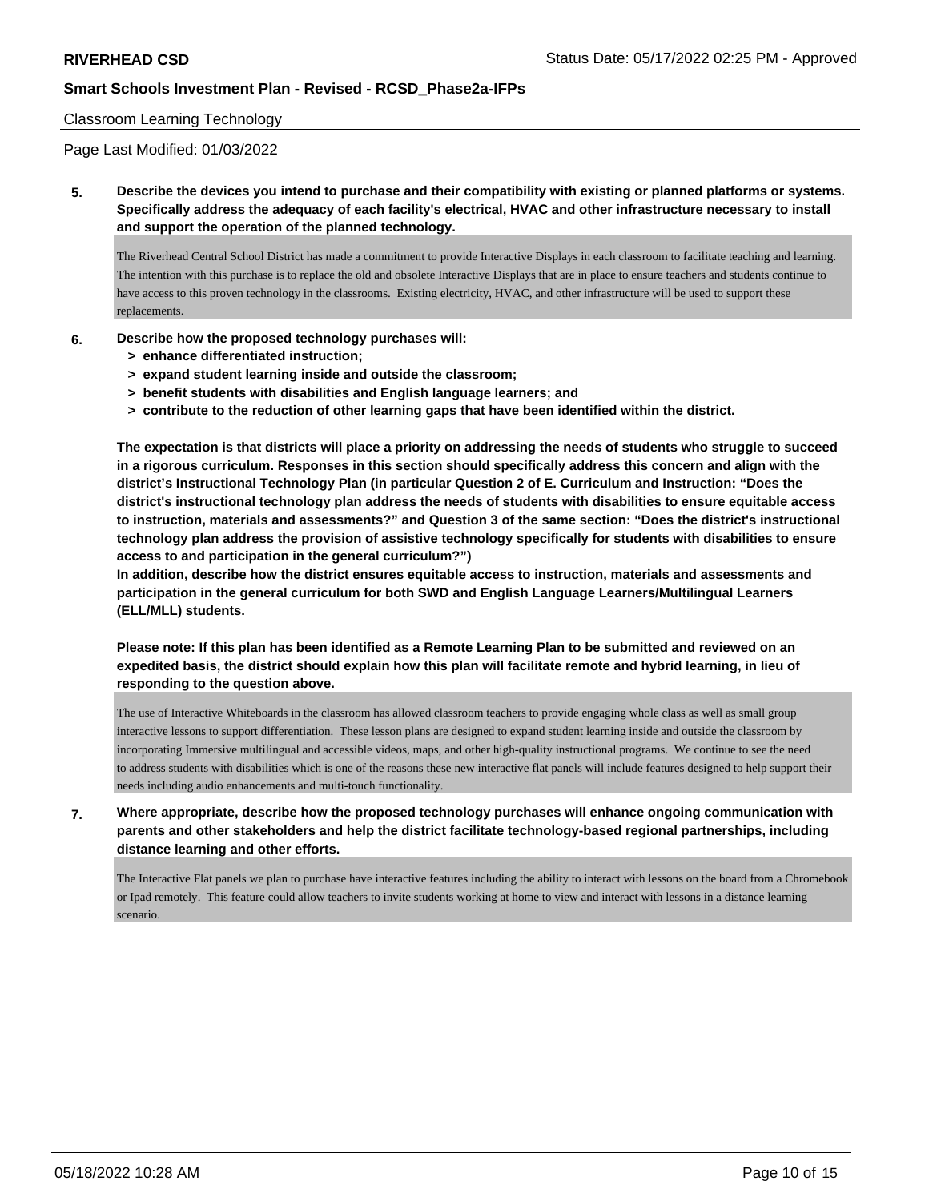Classroom Learning Technology

Page Last Modified: 01/03/2022

**5. Describe the devices you intend to purchase and their compatibility with existing or planned platforms or systems. Specifically address the adequacy of each facility's electrical, HVAC and other infrastructure necessary to install and support the operation of the planned technology.**

The Riverhead Central School District has made a commitment to provide Interactive Displays in each classroom to facilitate teaching and learning. The intention with this purchase is to replace the old and obsolete Interactive Displays that are in place to ensure teachers and students continue to have access to this proven technology in the classrooms. Existing electricity, HVAC, and other infrastructure will be used to support these replacements.

**6. Describe how the proposed technology purchases will:**
- **> enhance differentiated instruction;**
- **> expand student learning inside and outside the classroom;**
- **> benefit students with disabilities and English language learners; and**
- **> contribute to the reduction of other learning gaps that have been identified within the district.**

**The expectation is that districts will place a priority on addressing the needs of students who struggle to succeed in a rigorous curriculum. Responses in this section should specifically address this concern and align with the district's Instructional Technology Plan (in particular Question 2 of E. Curriculum and Instruction: "Does the district's instructional technology plan address the needs of students with disabilities to ensure equitable access to instruction, materials and assessments?" and Question 3 of the same section: "Does the district's instructional technology plan address the provision of assistive technology specifically for students with disabilities to ensure access to and participation in the general curriculum?")**
**In addition, describe how the district ensures equitable access to instruction, materials and assessments and participation in the general curriculum for both SWD and English Language Learners/Multilingual Learners (ELL/MLL) students.**

**Please note: If this plan has been identified as a Remote Learning Plan to be submitted and reviewed on an expedited basis, the district should explain how this plan will facilitate remote and hybrid learning, in lieu of responding to the question above.**

The use of Interactive Whiteboards in the classroom has allowed classroom teachers to provide engaging whole class as well as small group interactive lessons to support differentiation. These lesson plans are designed to expand student learning inside and outside the classroom by incorporating Immersive multilingual and accessible videos, maps, and other high-quality instructional programs. We continue to see the need to address students with disabilities which is one of the reasons these new interactive flat panels will include features designed to help support their needs including audio enhancements and multi-touch functionality.

**7. Where appropriate, describe how the proposed technology purchases will enhance ongoing communication with parents and other stakeholders and help the district facilitate technology-based regional partnerships, including distance learning and other efforts.**

The Interactive Flat panels we plan to purchase have interactive features including the ability to interact with lessons on the board from a Chromebook or Ipad remotely. This feature could allow teachers to invite students working at home to view and interact with lessons in a distance learning scenario.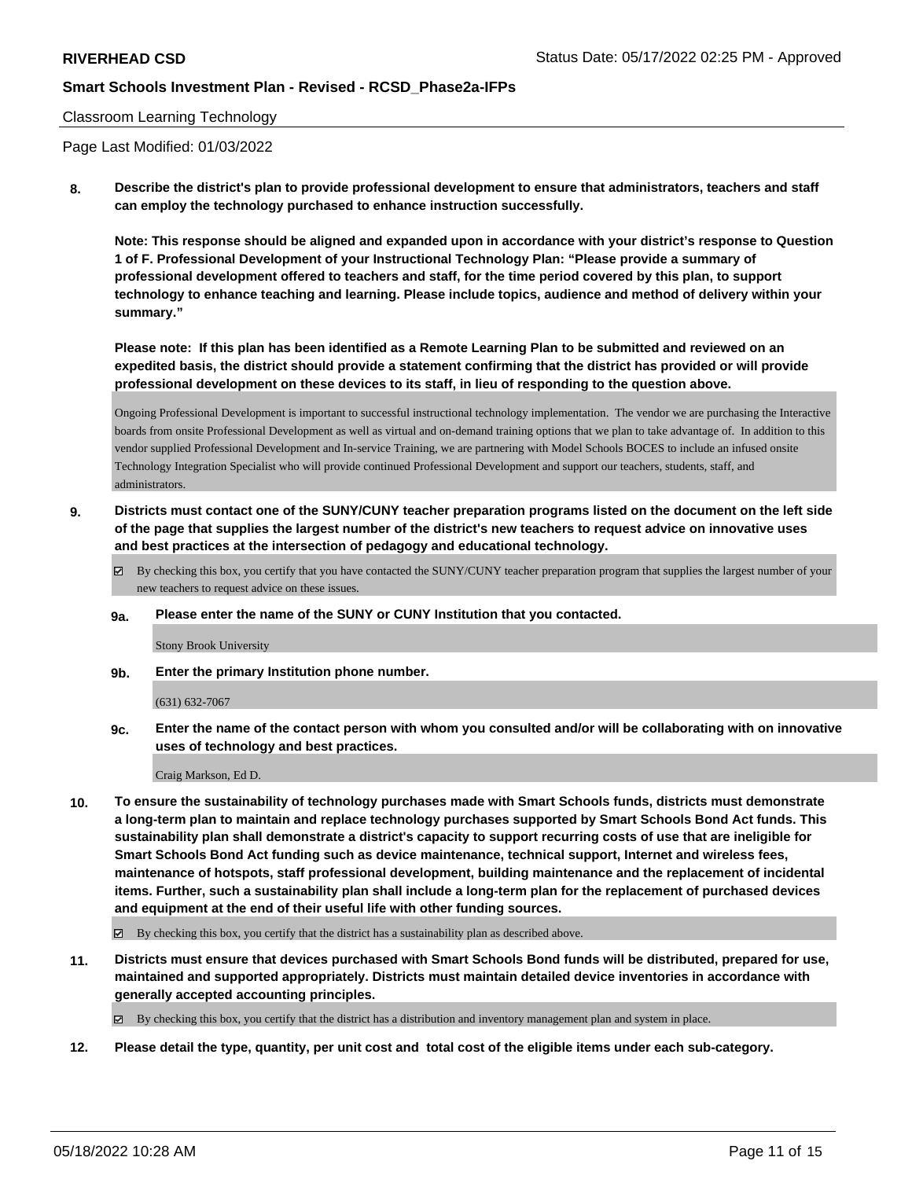Classroom Learning Technology

Page Last Modified: 01/03/2022

**8. Describe the district's plan to provide professional development to ensure that administrators, teachers and staff can employ the technology purchased to enhance instruction successfully.**

**Note: This response should be aligned and expanded upon in accordance with your district's response to Question 1 of F. Professional Development of your Instructional Technology Plan: "Please provide a summary of professional development offered to teachers and staff, for the time period covered by this plan, to support technology to enhance teaching and learning. Please include topics, audience and method of delivery within your summary."**

**Please note: If this plan has been identified as a Remote Learning Plan to be submitted and reviewed on an expedited basis, the district should provide a statement confirming that the district has provided or will provide professional development on these devices to its staff, in lieu of responding to the question above.**

Ongoing Professional Development is important to successful instructional technology implementation. The vendor we are purchasing the Interactive boards from onsite Professional Development as well as virtual and on-demand training options that we plan to take advantage of. In addition to this vendor supplied Professional Development and In-service Training, we are partnering with Model Schools BOCES to include an infused onsite Technology Integration Specialist who will provide continued Professional Development and support our teachers, students, staff, and administrators.

**9. Districts must contact one of the SUNY/CUNY teacher preparation programs listed on the document on the left side of the page that supplies the largest number of the district's new teachers to request advice on innovative uses and best practices at the intersection of pedagogy and educational technology.**

☑ By checking this box, you certify that you have contacted the SUNY/CUNY teacher preparation program that supplies the largest number of your new teachers to request advice on these issues.

**9a. Please enter the name of the SUNY or CUNY Institution that you contacted.**

Stony Brook University

**9b. Enter the primary Institution phone number.**

(631) 632-7067

**9c. Enter the name of the contact person with whom you consulted and/or will be collaborating with on innovative uses of technology and best practices.**

Craig Markson, Ed D.

**10. To ensure the sustainability of technology purchases made with Smart Schools funds, districts must demonstrate a long-term plan to maintain and replace technology purchases supported by Smart Schools Bond Act funds. This sustainability plan shall demonstrate a district's capacity to support recurring costs of use that are ineligible for Smart Schools Bond Act funding such as device maintenance, technical support, Internet and wireless fees, maintenance of hotspots, staff professional development, building maintenance and the replacement of incidental items. Further, such a sustainability plan shall include a long-term plan for the replacement of purchased devices and equipment at the end of their useful life with other funding sources.**

☑ By checking this box, you certify that the district has a sustainability plan as described above.

**11. Districts must ensure that devices purchased with Smart Schools Bond funds will be distributed, prepared for use, maintained and supported appropriately. Districts must maintain detailed device inventories in accordance with generally accepted accounting principles.**

☑ By checking this box, you certify that the district has a distribution and inventory management plan and system in place.

**12. Please detail the type, quantity, per unit cost and total cost of the eligible items under each sub-category.**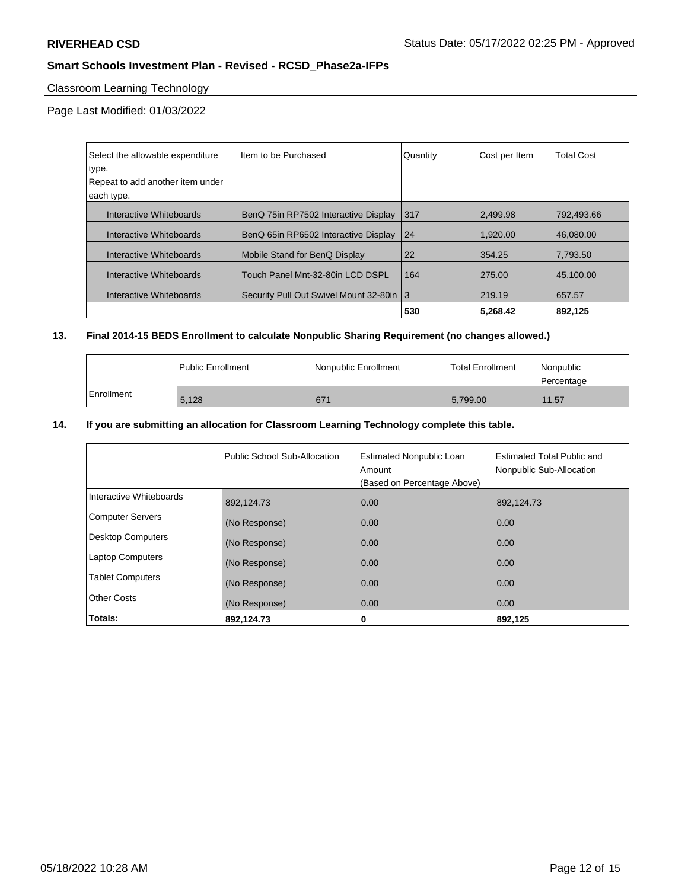Classroom Learning Technology

Page Last Modified: 01/03/2022

| Select the allowable expenditure type. Repeat to add another item under each type. | Item to be Purchased | Quantity | Cost per Item | Total Cost |
|---|---|---|---|---|
| Interactive Whiteboards | BenQ 75in RP7502 Interactive Display | 317 | 2,499.98 | 792,493.66 |
| Interactive Whiteboards | BenQ 65in RP6502 Interactive Display | 24 | 1,920.00 | 46,080.00 |
| Interactive Whiteboards | Mobile Stand for BenQ Display | 22 | 354.25 | 7,793.50 |
| Interactive Whiteboards | Touch Panel Mnt-32-80in LCD DSPL | 164 | 275.00 | 45,100.00 |
| Interactive Whiteboards | Security Pull Out Swivel Mount 32-80in | 3 | 219.19 | 657.57 |
| | | **530** | **5,268.42** | **892,125** |

**13. Final 2014-15 BEDS Enrollment to calculate Nonpublic Sharing Requirement (no changes allowed.)**

| | Public Enrollment | Nonpublic Enrollment | Total Enrollment | Nonpublic Percentage |
|---|---|---|---|---|
| Enrollment | 5,128 | 671 | 5,799.00 | 11.57 |

**14. If you are submitting an allocation for Classroom Learning Technology complete this table.**

| | Public School Sub-Allocation | Estimated Nonpublic Loan Amount (Based on Percentage Above) | Estimated Total Public and Nonpublic Sub-Allocation |
|---|---|---|---|
| Interactive Whiteboards | 892,124.73 | 0.00 | 892,124.73 |
| Computer Servers | (No Response) | 0.00 | 0.00 |
| Desktop Computers | (No Response) | 0.00 | 0.00 |
| Laptop Computers | (No Response) | 0.00 | 0.00 |
| Tablet Computers | (No Response) | 0.00 | 0.00 |
| Other Costs | (No Response) | 0.00 | 0.00 |
| **Totals:** | **892,124.73** | **0** | **892,125** |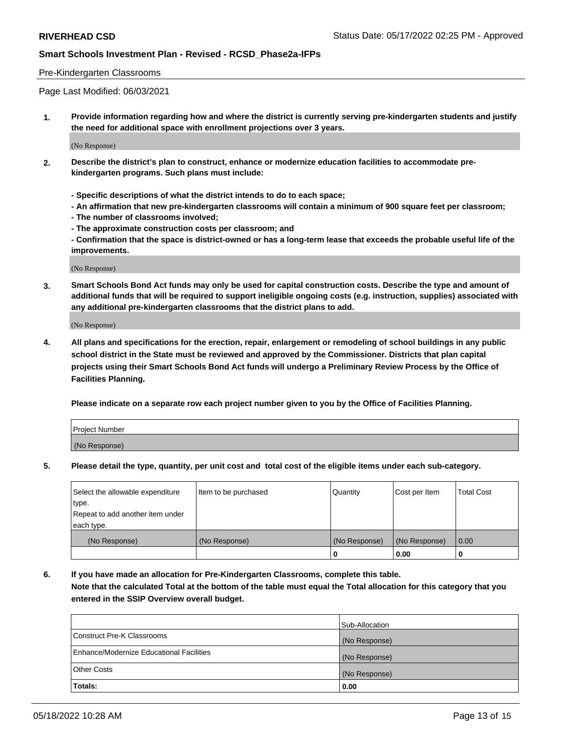Pre-Kindergarten Classrooms

Page Last Modified: 06/03/2021

**1. Provide information regarding how and where the district is currently serving pre-kindergarten students and justify the need for additional space with enrollment projections over 3 years.**

(No Response)

**2. Describe the district's plan to construct, enhance or modernize education facilities to accommodate pre-kindergarten programs. Such plans must include:**

**- Specific descriptions of what the district intends to do to each space;**
**- An affirmation that new pre-kindergarten classrooms will contain a minimum of 900 square feet per classroom;**
**- The number of classrooms involved;**
**- The approximate construction costs per classroom; and**
**- Confirmation that the space is district-owned or has a long-term lease that exceeds the probable useful life of the improvements.**

(No Response)

**3. Smart Schools Bond Act funds may only be used for capital construction costs. Describe the type and amount of additional funds that will be required to support ineligible ongoing costs (e.g. instruction, supplies) associated with any additional pre-kindergarten classrooms that the district plans to add.**

(No Response)

**4. All plans and specifications for the erection, repair, enlargement or remodeling of school buildings in any public school district in the State must be reviewed and approved by the Commissioner. Districts that plan capital projects using their Smart Schools Bond Act funds will undergo a Preliminary Review Process by the Office of Facilities Planning.**

**Please indicate on a separate row each project number given to you by the Office of Facilities Planning.**

| Project Number |
|---|
| (No Response) |

**5. Please detail the type, quantity, per unit cost and total cost of the eligible items under each sub-category.**

| Select the allowable expenditure type. Repeat to add another item under each type. | Item to be purchased | Quantity | Cost per Item | Total Cost |
|---|---|---|---|---|
| (No Response) | (No Response) | (No Response) | (No Response) | 0.00 |
| | | 0 | 0.00 | 0 |

**6. If you have made an allocation for Pre-Kindergarten Classrooms, complete this table. Note that the calculated Total at the bottom of the table must equal the Total allocation for this category that you entered in the SSIP Overview overall budget.**

| | Sub-Allocation |
|---|---|
| Construct Pre-K Classrooms | (No Response) |
| Enhance/Modernize Educational Facilities | (No Response) |
| Other Costs | (No Response) |
| **Totals:** | **0.00** |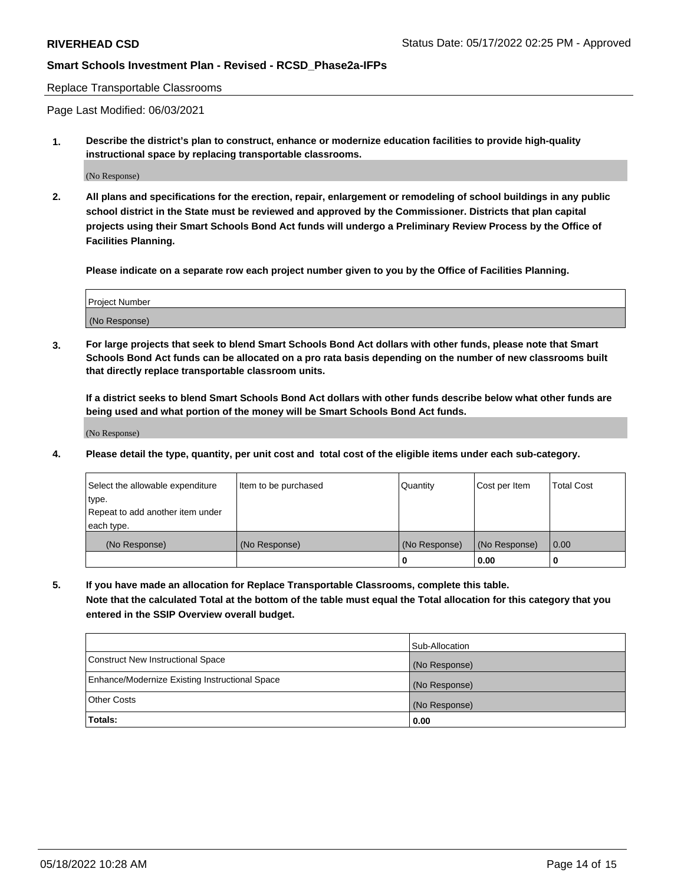Replace Transportable Classrooms

Page Last Modified: 06/03/2021

**1. Describe the district's plan to construct, enhance or modernize education facilities to provide high-quality instructional space by replacing transportable classrooms.**

(No Response)

**2. All plans and specifications for the erection, repair, enlargement or remodeling of school buildings in any public school district in the State must be reviewed and approved by the Commissioner. Districts that plan capital projects using their Smart Schools Bond Act funds will undergo a Preliminary Review Process by the Office of Facilities Planning.**

**Please indicate on a separate row each project number given to you by the Office of Facilities Planning.**

| Project Number |
|---|
| (No Response) |

**3. For large projects that seek to blend Smart Schools Bond Act dollars with other funds, please note that Smart Schools Bond Act funds can be allocated on a pro rata basis depending on the number of new classrooms built that directly replace transportable classroom units.**

**If a district seeks to blend Smart Schools Bond Act dollars with other funds describe below what other funds are being used and what portion of the money will be Smart Schools Bond Act funds.**

(No Response)

**4. Please detail the type, quantity, per unit cost and total cost of the eligible items under each sub-category.**

| Select the allowable expenditure type. Repeat to add another item under each type. | Item to be purchased | Quantity | Cost per Item | Total Cost |
|---|---|---|---|---|
| (No Response) | (No Response) | (No Response) | (No Response) | 0.00 |
| | | **0** | **0.00** | **0** |

**5. If you have made an allocation for Replace Transportable Classrooms, complete this table. Note that the calculated Total at the bottom of the table must equal the Total allocation for this category that you entered in the SSIP Overview overall budget.**

| | Sub-Allocation |
|---|---|
| Construct New Instructional Space | (No Response) |
| Enhance/Modernize Existing Instructional Space | (No Response) |
| Other Costs | (No Response) |
| **Totals:** | **0.00** |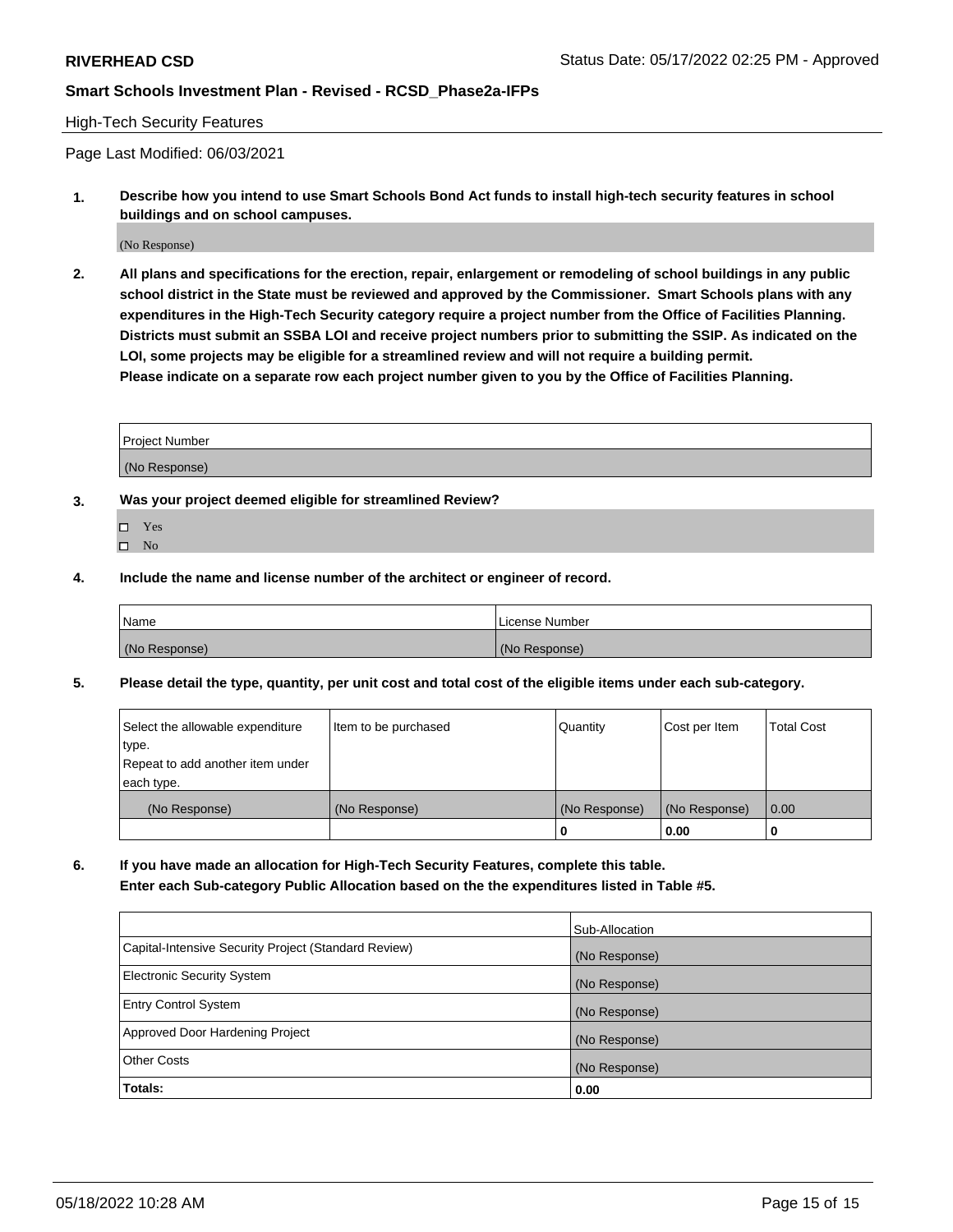## High-Tech Security Features

Page Last Modified: 06/03/2021

**1. Describe how you intend to use Smart Schools Bond Act funds to install high-tech security features in school buildings and on school campuses.**

(No Response)

**2. All plans and specifications for the erection, repair, enlargement or remodeling of school buildings in any public school district in the State must be reviewed and approved by the Commissioner. Smart Schools plans with any expenditures in the High-Tech Security category require a project number from the Office of Facilities Planning. Districts must submit an SSBA LOI and receive project numbers prior to submitting the SSIP. As indicated on the LOI, some projects may be eligible for a streamlined review and will not require a building permit. Please indicate on a separate row each project number given to you by the Office of Facilities Planning.**

| Project Number |
|---|
| (No Response) |

**3. Was your project deemed eligible for streamlined Review?**

- ☐ Yes
- ☐ No

**4. Include the name and license number of the architect or engineer of record.**

| Name | License Number |
|---|---|
| (No Response) | (No Response) |

**5. Please detail the type, quantity, per unit cost and total cost of the eligible items under each sub-category.**

| Select the allowable expenditure type. Repeat to add another item under each type. | Item to be purchased | Quantity | Cost per Item | Total Cost |
|---|---|---|---|---|
| (No Response) | (No Response) | (No Response) | (No Response) | 0.00 |
| | | 0 | 0.00 | 0 |

**6. If you have made an allocation for High-Tech Security Features, complete this table. Enter each Sub-category Public Allocation based on the the expenditures listed in Table #5.**

| | Sub-Allocation |
|---|---|
| Capital-Intensive Security Project (Standard Review) | (No Response) |
| Electronic Security System | (No Response) |
| Entry Control System | (No Response) |
| Approved Door Hardening Project | (No Response) |
| Other Costs | (No Response) |
| **Totals:** | **0.00** |